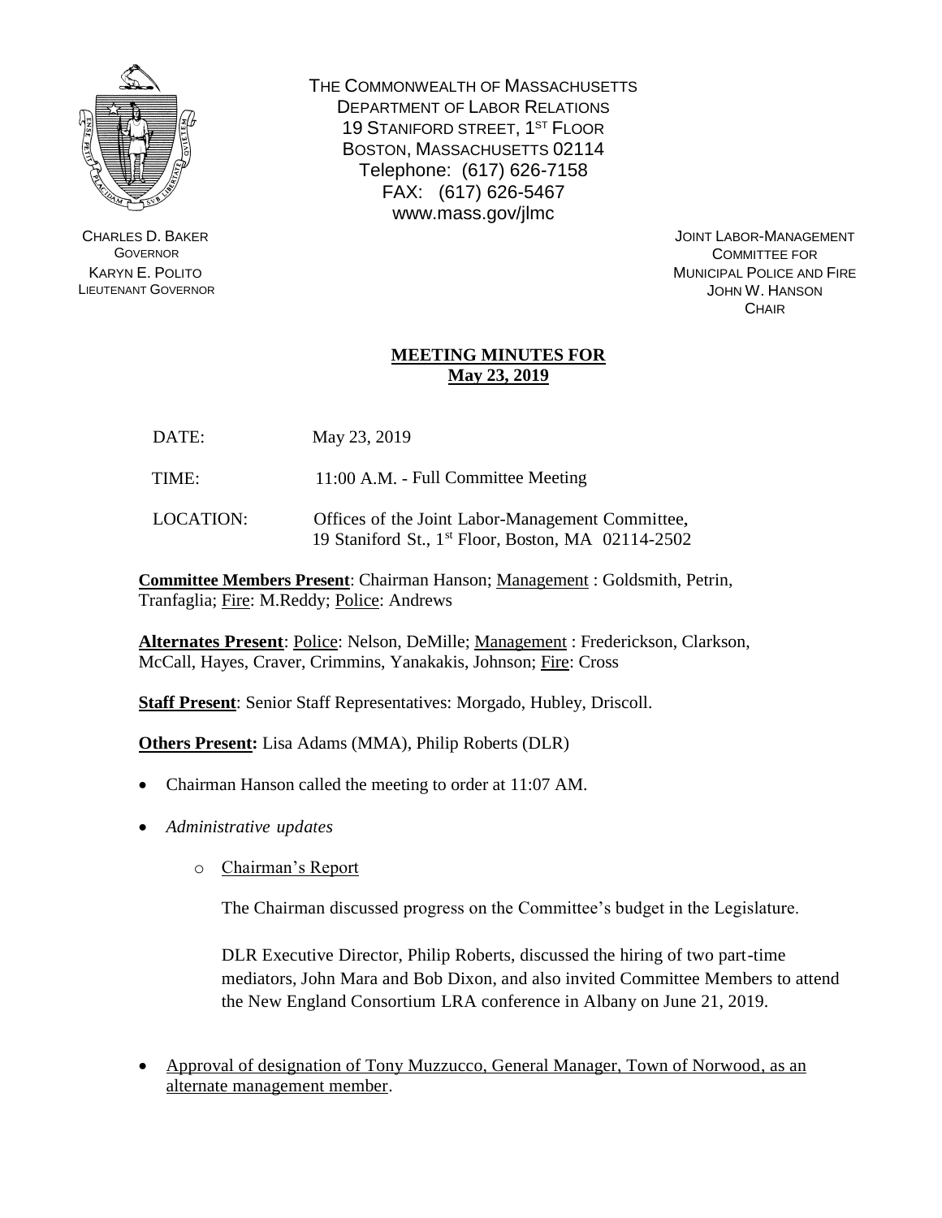THE COMMONWEALTH OF MASSACHUSETTS
DEPARTMENT OF LABOR RELATIONS
19 STANIFORD STREET, 1ST FLOOR
BOSTON, MASSACHUSETTS 02114
Telephone: (617) 626-7158
FAX: (617) 626-5467
www.mass.gov/jlmc

CHARLES D. BAKER
GOVERNOR
KARYN E. POLITO
LIEUTENANT GOVERNOR

JOINT LABOR-MANAGEMENT
COMMITTEE FOR
MUNICIPAL POLICE AND FIRE
JOHN W. HANSON
CHAIR

## MEETING MINUTES FOR May 23, 2019

DATE: May 23, 2019

TIME: 11:00 A.M. - Full Committee Meeting

LOCATION: Offices of the Joint Labor-Management Committee, 19 Staniford St., 1st Floor, Boston, MA 02114-2502

**Committee Members Present**: Chairman Hanson; Management : Goldsmith, Petrin, Tranfaglia; Fire: M.Reddy; Police: Andrews

**Alternates Present**: Police: Nelson, DeMille; Management : Frederickson, Clarkson, McCall, Hayes, Craver, Crimmins, Yanakakis, Johnson; Fire: Cross

**Staff Present**: Senior Staff Representatives: Morgado, Hubley, Driscoll.

**Others Present:** Lisa Adams (MMA), Philip Roberts (DLR)

- Chairman Hanson called the meeting to order at 11:07 AM.
- *Administrative updates*
  - Chairman's Report

    The Chairman discussed progress on the Committee's budget in the Legislature.

    DLR Executive Director, Philip Roberts, discussed the hiring of two part-time mediators, John Mara and Bob Dixon, and also invited Committee Members to attend the New England Consortium LRA conference in Albany on June 21, 2019.

- Approval of designation of Tony Muzzucco, General Manager, Town of Norwood, as an alternate management member.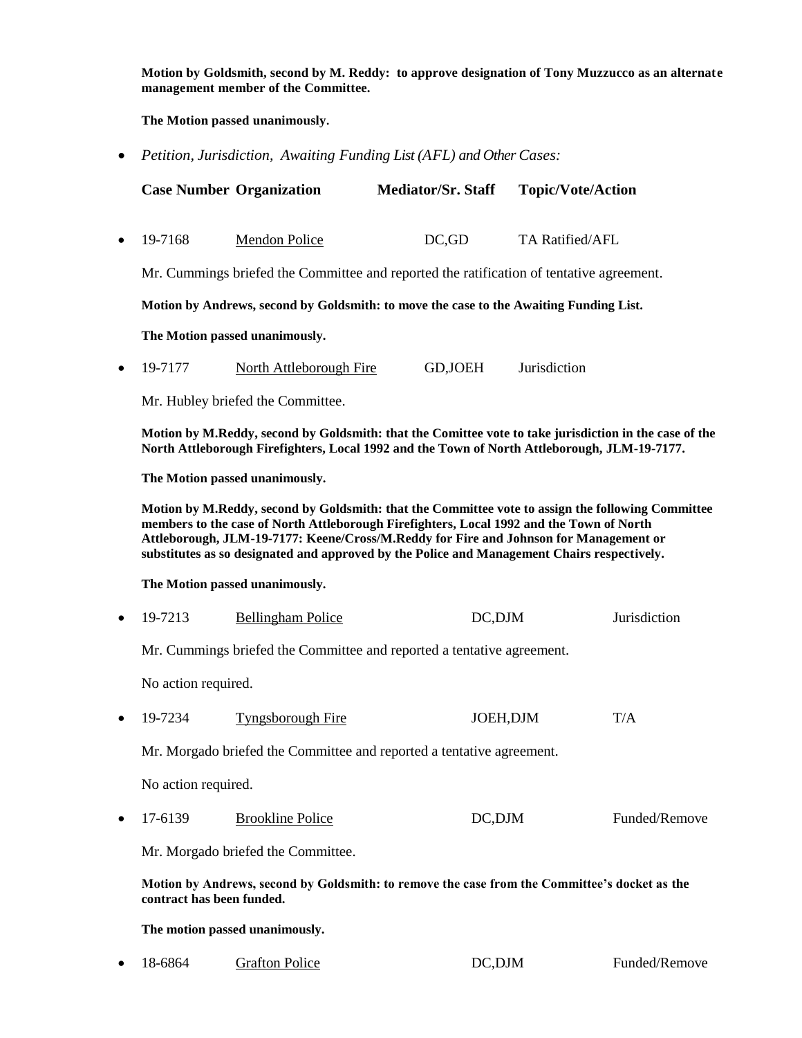**Motion by Goldsmith, second by M. Reddy: to approve designation of Tony Muzzucco as an alternate management member of the Committee.**

**The Motion passed unanimously.**

- *Petition, Jurisdiction, Awaiting Funding List (AFL) and Other Cases:*

| Case Number | Organization | Mediator/Sr. Staff | Topic/Vote/Action |
|---|---|---|---|

- 19-7168 &nbsp;&nbsp; Mendon Police &nbsp;&nbsp; DC,GD &nbsp;&nbsp; TA Ratified/AFL

Mr. Cummings briefed the Committee and reported the ratification of tentative agreement.

**Motion by Andrews, second by Goldsmith: to move the case to the Awaiting Funding List.**

**The Motion passed unanimously.**

- 19-7177 &nbsp;&nbsp; North Attleborough Fire &nbsp;&nbsp; GD,JOEH &nbsp;&nbsp; Jurisdiction

Mr. Hubley briefed the Committee.

**Motion by M.Reddy, second by Goldsmith: that the Comittee vote to take jurisdiction in the case of the North Attleborough Firefighters, Local 1992 and the Town of North Attleborough, JLM-19-7177.**

**The Motion passed unanimously.**

**Motion by M.Reddy, second by Goldsmith: that the Committee vote to assign the following Committee members to the case of North Attleborough Firefighters, Local 1992 and the Town of North Attleborough, JLM-19-7177: Keene/Cross/M.Reddy for Fire and Johnson for Management or substitutes as so designated and approved by the Police and Management Chairs respectively.**

**The Motion passed unanimously.**

- 19-7213 &nbsp;&nbsp; Bellingham Police &nbsp;&nbsp; DC,DJM &nbsp;&nbsp; Jurisdiction

Mr. Cummings briefed the Committee and reported a tentative agreement.

No action required.

- 19-7234 &nbsp;&nbsp; Tyngsborough Fire &nbsp;&nbsp; JOEH,DJM &nbsp;&nbsp; T/A

Mr. Morgado briefed the Committee and reported a tentative agreement.

No action required.

- 17-6139 &nbsp;&nbsp; Brookline Police &nbsp;&nbsp; DC,DJM &nbsp;&nbsp; Funded/Remove

Mr. Morgado briefed the Committee.

**Motion by Andrews, second by Goldsmith: to remove the case from the Committee's docket as the contract has been funded.**

**The motion passed unanimously.**

- 18-6864 &nbsp;&nbsp; Grafton Police &nbsp;&nbsp; DC,DJM &nbsp;&nbsp; Funded/Remove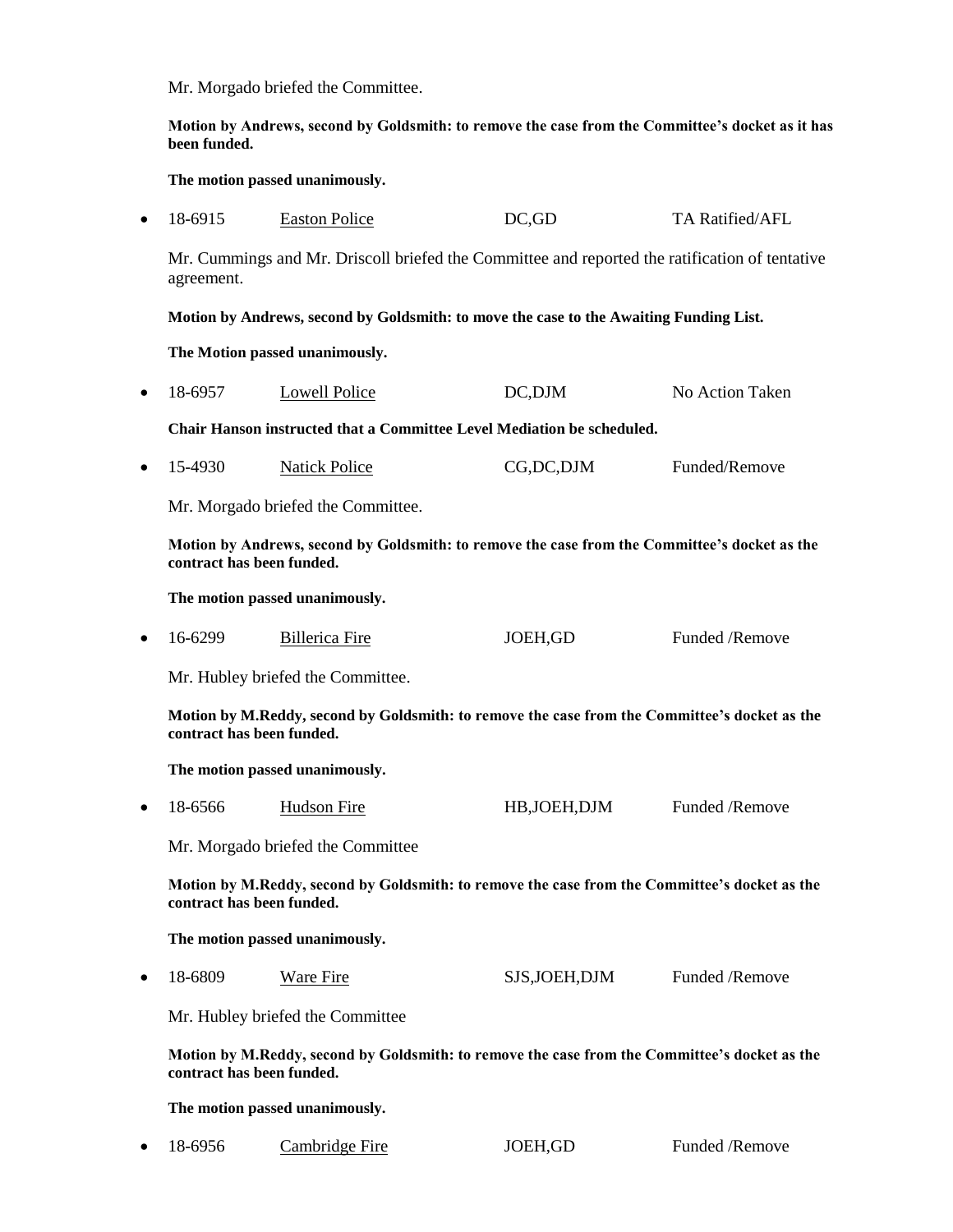Mr. Morgado briefed the Committee.

**Motion by Andrews, second by Goldsmith: to remove the case from the Committee's docket as it has been funded.**

**The motion passed unanimously.**

- 18-6915 Easton Police DC,GD TA Ratified/AFL

Mr. Cummings and Mr. Driscoll briefed the Committee and reported the ratification of tentative agreement.

**Motion by Andrews, second by Goldsmith: to move the case to the Awaiting Funding List.**

**The Motion passed unanimously.**

- 18-6957 Lowell Police DC,DJM No Action Taken

**Chair Hanson instructed that a Committee Level Mediation be scheduled.**

- 15-4930 Natick Police CG,DC,DJM Funded/Remove

Mr. Morgado briefed the Committee.

**Motion by Andrews, second by Goldsmith: to remove the case from the Committee's docket as the contract has been funded.**

**The motion passed unanimously.**

- 16-6299 Billerica Fire JOEH,GD Funded /Remove

Mr. Hubley briefed the Committee.

**Motion by M.Reddy, second by Goldsmith: to remove the case from the Committee's docket as the contract has been funded.**

**The motion passed unanimously.**

- 18-6566 Hudson Fire HB,JOEH,DJM Funded /Remove

Mr. Morgado briefed the Committee

**Motion by M.Reddy, second by Goldsmith: to remove the case from the Committee's docket as the contract has been funded.**

**The motion passed unanimously.**

- 18-6809 Ware Fire SJS,JOEH,DJM Funded /Remove

Mr. Hubley briefed the Committee

**Motion by M.Reddy, second by Goldsmith: to remove the case from the Committee's docket as the contract has been funded.**

**The motion passed unanimously.**

- 18-6956 Cambridge Fire JOEH,GD Funded /Remove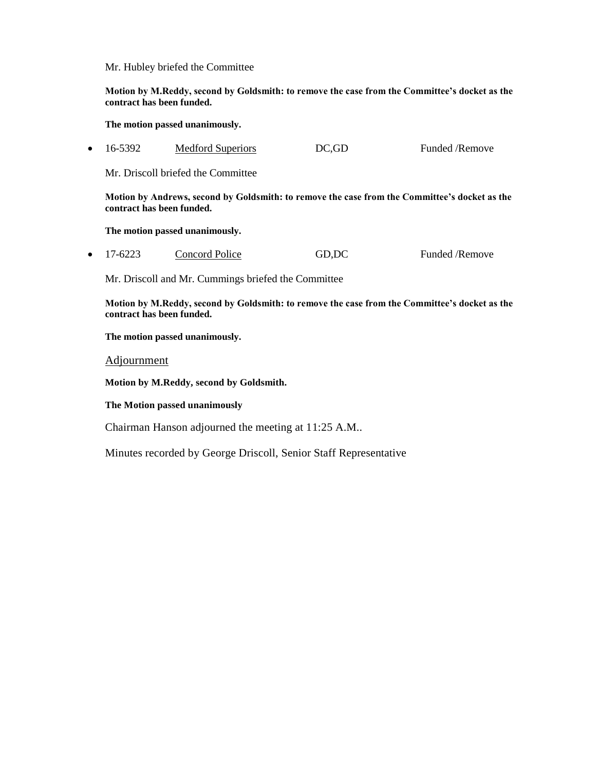Mr. Hubley briefed the Committee

**Motion by M.Reddy, second by Goldsmith: to remove the case from the Committee's docket as the contract has been funded.**

**The motion passed unanimously.**

- 16-5392 Medford Superiors DC,GD Funded /Remove

Mr. Driscoll briefed the Committee

**Motion by Andrews, second by Goldsmith: to remove the case from the Committee's docket as the contract has been funded.**

**The motion passed unanimously.**

- 17-6223 Concord Police GD,DC Funded /Remove

Mr. Driscoll and Mr. Cummings briefed the Committee

**Motion by M.Reddy, second by Goldsmith: to remove the case from the Committee's docket as the contract has been funded.**

**The motion passed unanimously.**

Adjournment

**Motion by M.Reddy, second by Goldsmith.**

**The Motion passed unanimously**

Chairman Hanson adjourned the meeting at 11:25 A.M..

Minutes recorded by George Driscoll, Senior Staff Representative